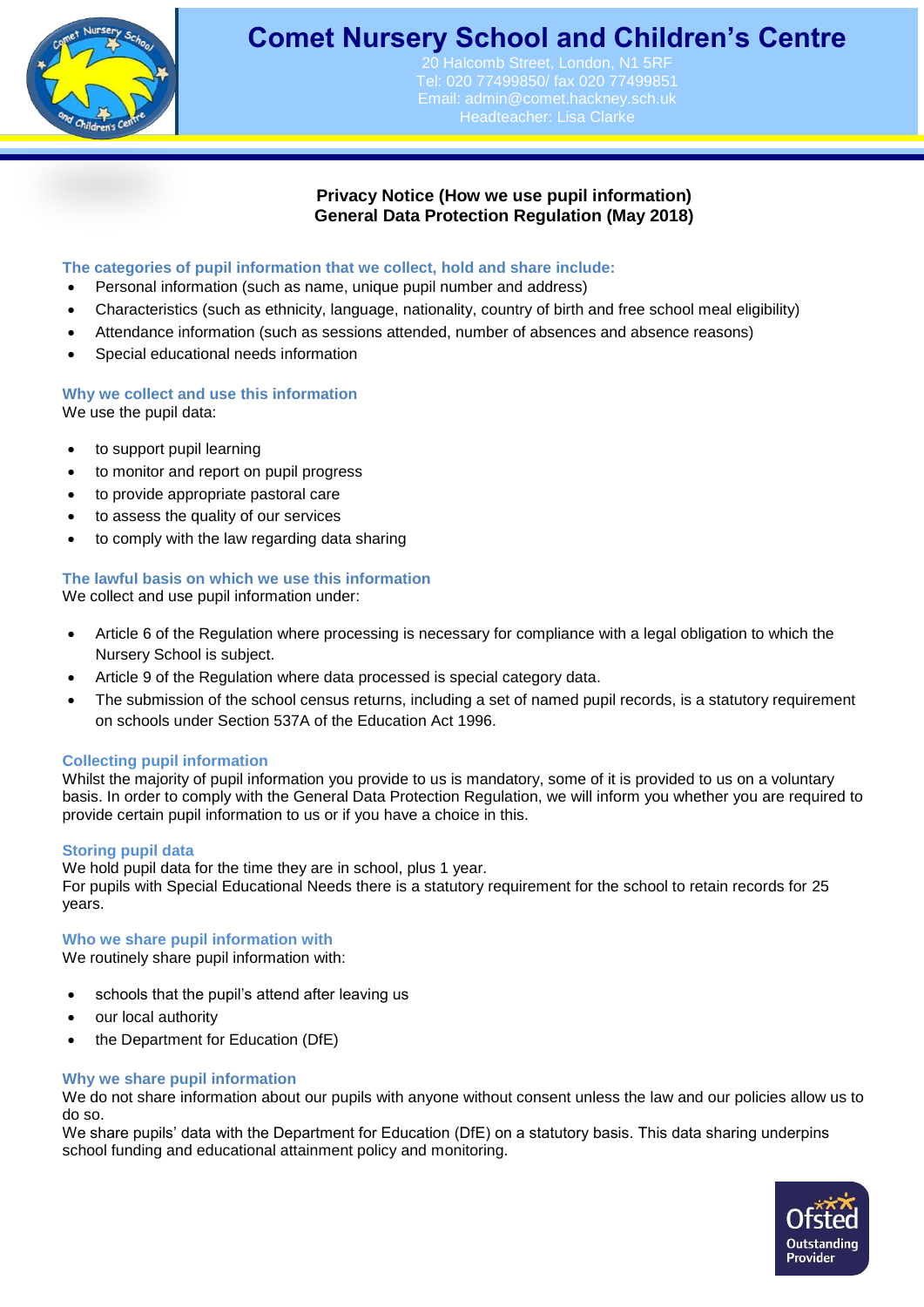# Comet Nursery School and Children's Centre

20 Halcomb Street, London, N1 5RF
Tel: 020 77499850/ fax 020 77499851
Email: admin@comet.hackney.sch.uk
Headteacher: Lisa Clarke

**Privacy Notice (How we use pupil information)**
**General Data Protection Regulation (May 2018)**

### The categories of pupil information that we collect, hold and share include:

- Personal information (such as name, unique pupil number and address)
- Characteristics (such as ethnicity, language, nationality, country of birth and free school meal eligibility)
- Attendance information (such as sessions attended, number of absences and absence reasons)
- Special educational needs information

### Why we collect and use this information

We use the pupil data:

- to support pupil learning
- to monitor and report on pupil progress
- to provide appropriate pastoral care
- to assess the quality of our services
- to comply with the law regarding data sharing

### The lawful basis on which we use this information

We collect and use pupil information under:

- Article 6 of the Regulation where processing is necessary for compliance with a legal obligation to which the Nursery School is subject.
- Article 9 of the Regulation where data processed is special category data.
- The submission of the school census returns, including a set of named pupil records, is a statutory requirement on schools under Section 537A of the Education Act 1996.

### Collecting pupil information

Whilst the majority of pupil information you provide to us is mandatory, some of it is provided to us on a voluntary basis. In order to comply with the General Data Protection Regulation, we will inform you whether you are required to provide certain pupil information to us or if you have a choice in this.

### Storing pupil data

We hold pupil data for the time they are in school, plus 1 year.
For pupils with Special Educational Needs there is a statutory requirement for the school to retain records for 25 years.

### Who we share pupil information with

We routinely share pupil information with:

- schools that the pupil's attend after leaving us
- our local authority
- the Department for Education (DfE)

### Why we share pupil information

We do not share information about our pupils with anyone without consent unless the law and our policies allow us to do so.
We share pupils' data with the Department for Education (DfE) on a statutory basis. This data sharing underpins school funding and educational attainment policy and monitoring.

Ofsted Outstanding Provider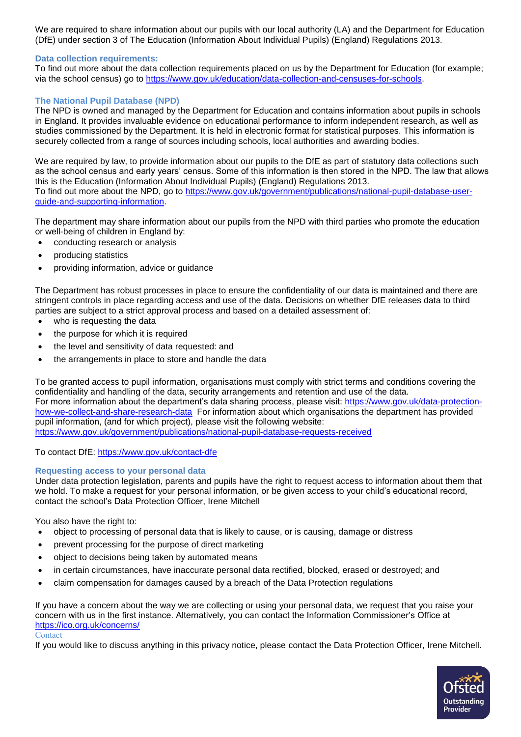We are required to share information about our pupils with our local authority (LA) and the Department for Education (DfE) under section 3 of The Education (Information About Individual Pupils) (England) Regulations 2013.

### Data collection requirements:

To find out more about the data collection requirements placed on us by the Department for Education (for example; via the school census) go to https://www.gov.uk/education/data-collection-and-censuses-for-schools.

### The National Pupil Database (NPD)

The NPD is owned and managed by the Department for Education and contains information about pupils in schools in England. It provides invaluable evidence on educational performance to inform independent research, as well as studies commissioned by the Department. It is held in electronic format for statistical purposes. This information is securely collected from a range of sources including schools, local authorities and awarding bodies.

We are required by law, to provide information about our pupils to the DfE as part of statutory data collections such as the school census and early years' census. Some of this information is then stored in the NPD. The law that allows this is the Education (Information About Individual Pupils) (England) Regulations 2013.
To find out more about the NPD, go to https://www.gov.uk/government/publications/national-pupil-database-user-guide-and-supporting-information.

The department may share information about our pupils from the NPD with third parties who promote the education or well-being of children in England by:

- conducting research or analysis
- producing statistics
- providing information, advice or guidance

The Department has robust processes in place to ensure the confidentiality of our data is maintained and there are stringent controls in place regarding access and use of the data. Decisions on whether DfE releases data to third parties are subject to a strict approval process and based on a detailed assessment of:

- who is requesting the data
- the purpose for which it is required
- the level and sensitivity of data requested: and
- the arrangements in place to store and handle the data

To be granted access to pupil information, organisations must comply with strict terms and conditions covering the confidentiality and handling of the data, security arrangements and retention and use of the data.
For more information about the department's data sharing process, please visit: https://www.gov.uk/data-protection-how-we-collect-and-share-research-data For information about which organisations the department has provided pupil information, (and for which project), please visit the following website: https://www.gov.uk/government/publications/national-pupil-database-requests-received

To contact DfE: https://www.gov.uk/contact-dfe

### Requesting access to your personal data

Under data protection legislation, parents and pupils have the right to request access to information about them that we hold. To make a request for your personal information, or be given access to your child's educational record, contact the school's Data Protection Officer, Irene Mitchell

You also have the right to:

- object to processing of personal data that is likely to cause, or is causing, damage or distress
- prevent processing for the purpose of direct marketing
- object to decisions being taken by automated means
- in certain circumstances, have inaccurate personal data rectified, blocked, erased or destroyed; and
- claim compensation for damages caused by a breach of the Data Protection regulations

If you have a concern about the way we are collecting or using your personal data, we request that you raise your concern with us in the first instance. Alternatively, you can contact the Information Commissioner's Office at https://ico.org.uk/concerns/

### Contact

If you would like to discuss anything in this privacy notice, please contact the Data Protection Officer, Irene Mitchell.

Ofsted Outstanding Provider